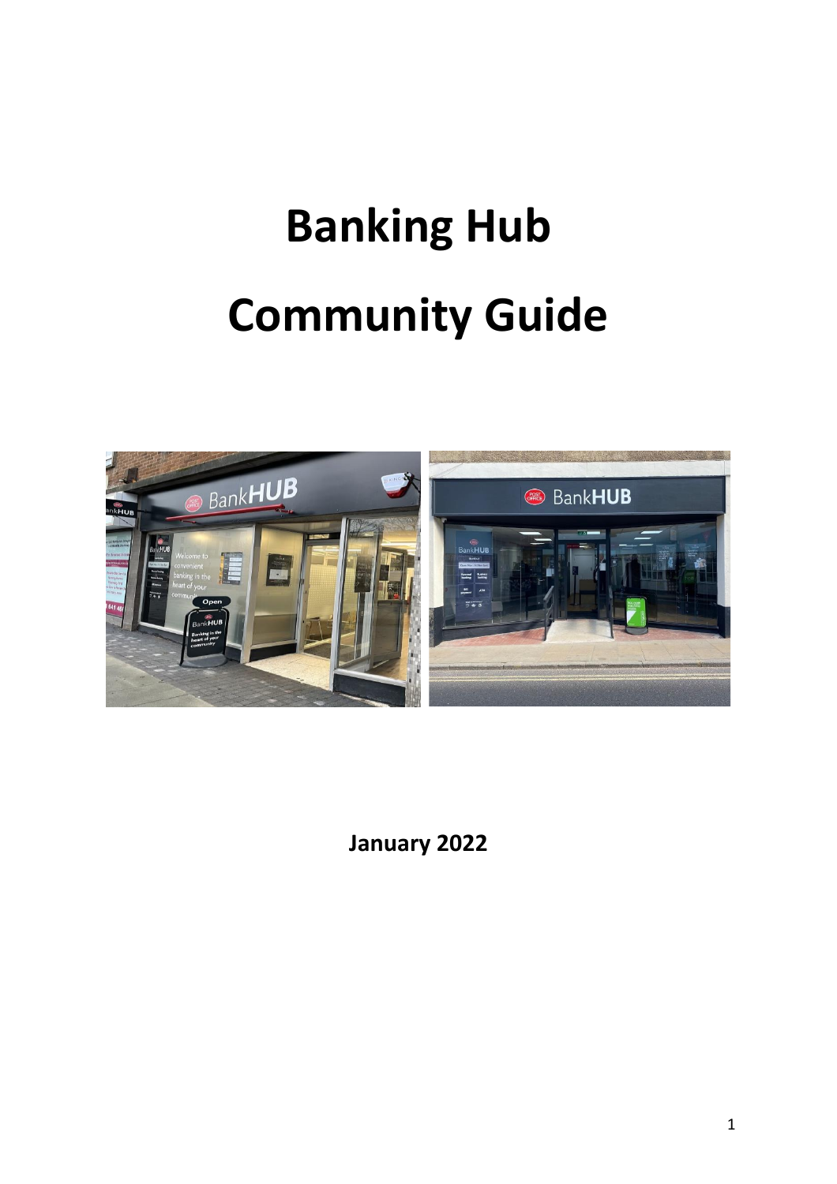# Banking Hub

# Community Guide

**January 2022**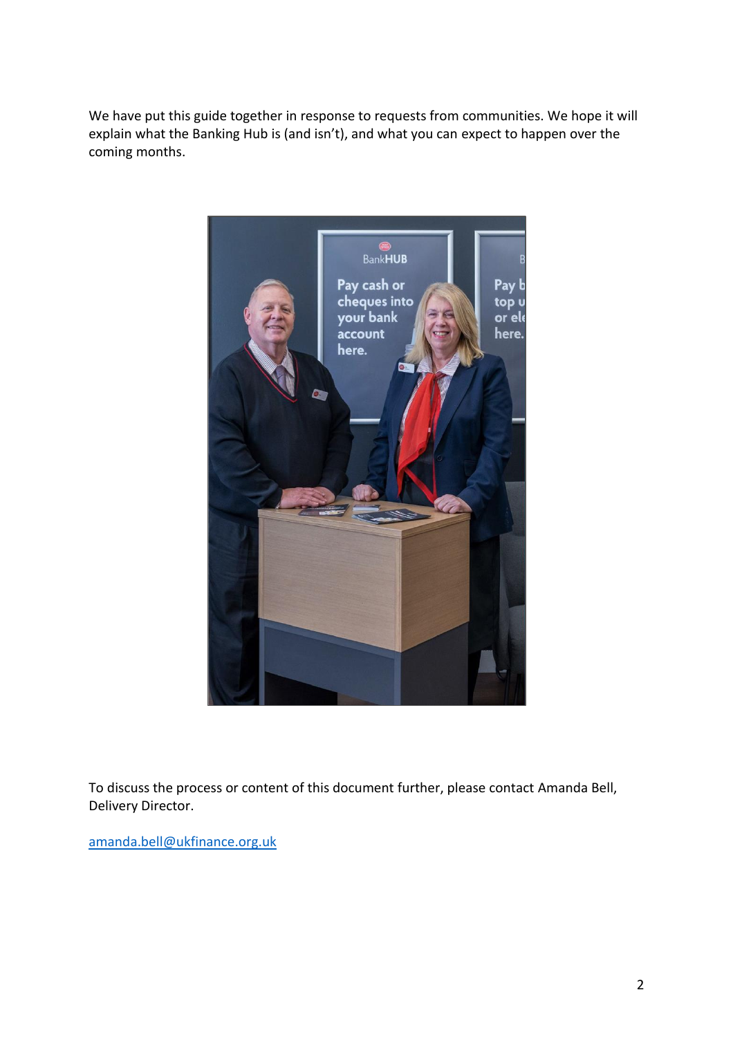We have put this guide together in response to requests from communities. We hope it will explain what the Banking Hub is (and isn't), and what you can expect to happen over the coming months.

To discuss the process or content of this document further, please contact Amanda Bell, Delivery Director.

amanda.bell@ukfinance.org.uk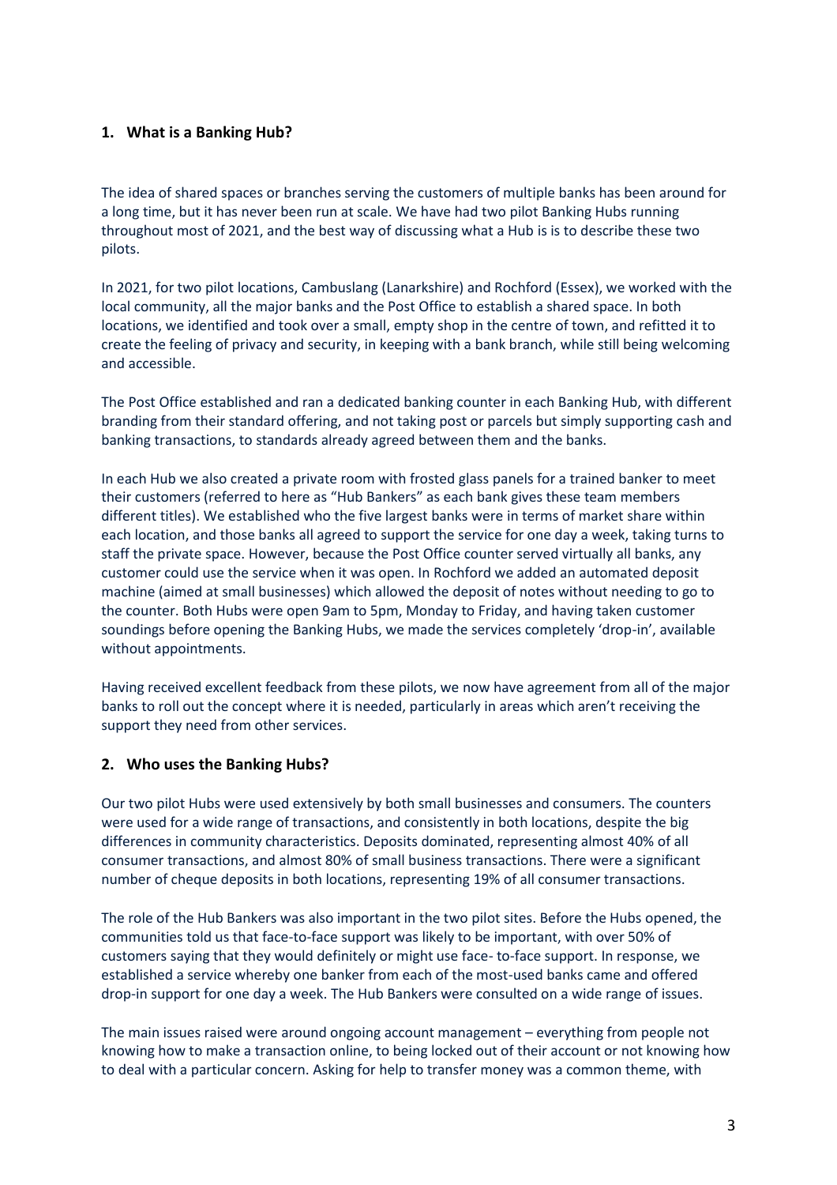## 1. What is a Banking Hub?

The idea of shared spaces or branches serving the customers of multiple banks has been around for a long time, but it has never been run at scale. We have had two pilot Banking Hubs running throughout most of 2021, and the best way of discussing what a Hub is is to describe these two pilots.

In 2021, for two pilot locations, Cambuslang (Lanarkshire) and Rochford (Essex), we worked with the local community, all the major banks and the Post Office to establish a shared space. In both locations, we identified and took over a small, empty shop in the centre of town, and refitted it to create the feeling of privacy and security, in keeping with a bank branch, while still being welcoming and accessible.

The Post Office established and ran a dedicated banking counter in each Banking Hub, with different branding from their standard offering, and not taking post or parcels but simply supporting cash and banking transactions, to standards already agreed between them and the banks.

In each Hub we also created a private room with frosted glass panels for a trained banker to meet their customers (referred to here as "Hub Bankers" as each bank gives these team members different titles). We established who the five largest banks were in terms of market share within each location, and those banks all agreed to support the service for one day a week, taking turns to staff the private space. However, because the Post Office counter served virtually all banks, any customer could use the service when it was open. In Rochford we added an automated deposit machine (aimed at small businesses) which allowed the deposit of notes without needing to go to the counter. Both Hubs were open 9am to 5pm, Monday to Friday, and having taken customer soundings before opening the Banking Hubs, we made the services completely 'drop-in', available without appointments.

Having received excellent feedback from these pilots, we now have agreement from all of the major banks to roll out the concept where it is needed, particularly in areas which aren't receiving the support they need from other services.

## 2. Who uses the Banking Hubs?

Our two pilot Hubs were used extensively by both small businesses and consumers. The counters were used for a wide range of transactions, and consistently in both locations, despite the big differences in community characteristics. Deposits dominated, representing almost 40% of all consumer transactions, and almost 80% of small business transactions. There were a significant number of cheque deposits in both locations, representing 19% of all consumer transactions.

The role of the Hub Bankers was also important in the two pilot sites. Before the Hubs opened, the communities told us that face-to-face support was likely to be important, with over 50% of customers saying that they would definitely or might use face- to-face support. In response, we established a service whereby one banker from each of the most-used banks came and offered drop-in support for one day a week. The Hub Bankers were consulted on a wide range of issues.

The main issues raised were around ongoing account management – everything from people not knowing how to make a transaction online, to being locked out of their account or not knowing how to deal with a particular concern. Asking for help to transfer money was a common theme, with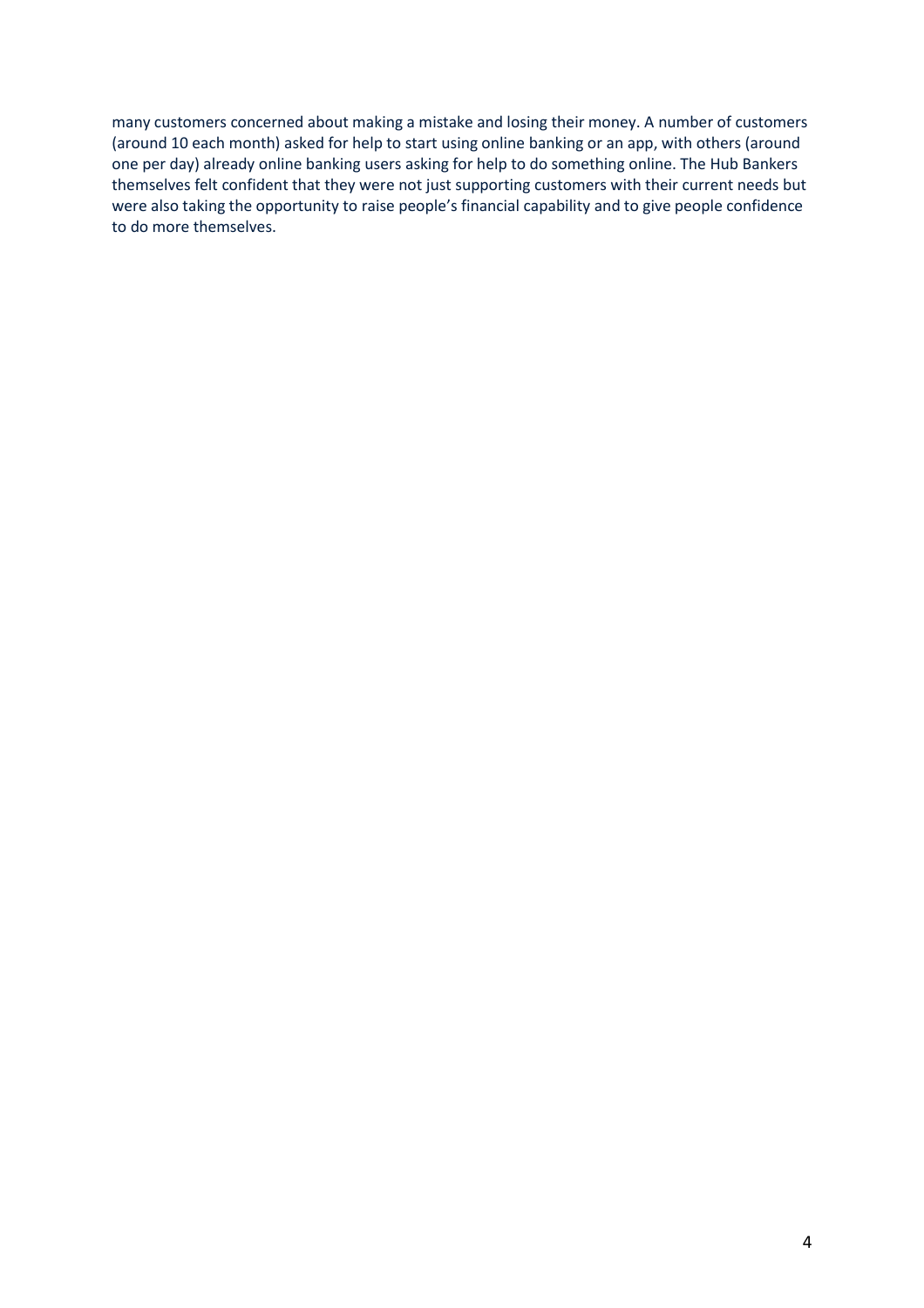many customers concerned about making a mistake and losing their money. A number of customers (around 10 each month) asked for help to start using online banking or an app, with others (around one per day) already online banking users asking for help to do something online. The Hub Bankers themselves felt confident that they were not just supporting customers with their current needs but were also taking the opportunity to raise people's financial capability and to give people confidence to do more themselves.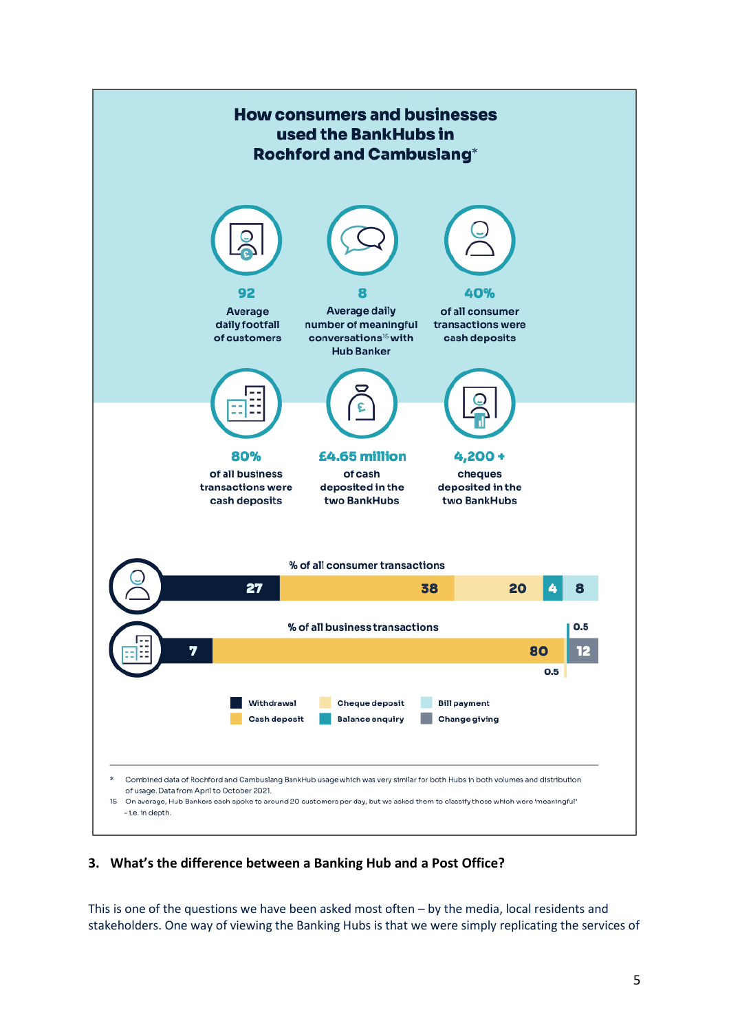## How consumers and businesses used the BankHubs in Rochford and Cambuslang*

**92**
Average daily footfall of customers

**8**
Average daily number of meaningful conversations[15] with Hub Banker

**40%**
of all consumer transactions were cash deposits

**80%**
of all business transactions were cash deposits

**£4.65 million**
of cash deposited in the two BankHubs

**4,200 +**
cheques deposited in the two BankHubs

| | Withdrawal | Cash deposit | Cheque deposit | Balance enquiry | Bill payment | Change giving |
|---|---|---|---|---|---|---|
| % of all consumer transactions | 27 | 38 | 20 | 4 | 8 | |
| % of all business transactions | 7 | 80 | 0.5 | 0.5 | | 12 |

\* Combined data of Rochford and Cambuslang BankHub usage which was very similar for both Hubs in both volumes and distribution of usage. Data from April to October 2021.

15 On average, Hub Bankers each spoke to around 20 customers per day, but we asked them to classify those which were 'meaningful' – i.e. in depth.

### 3. What's the difference between a Banking Hub and a Post Office?

This is one of the questions we have been asked most often – by the media, local residents and stakeholders. One way of viewing the Banking Hubs is that we were simply replicating the services of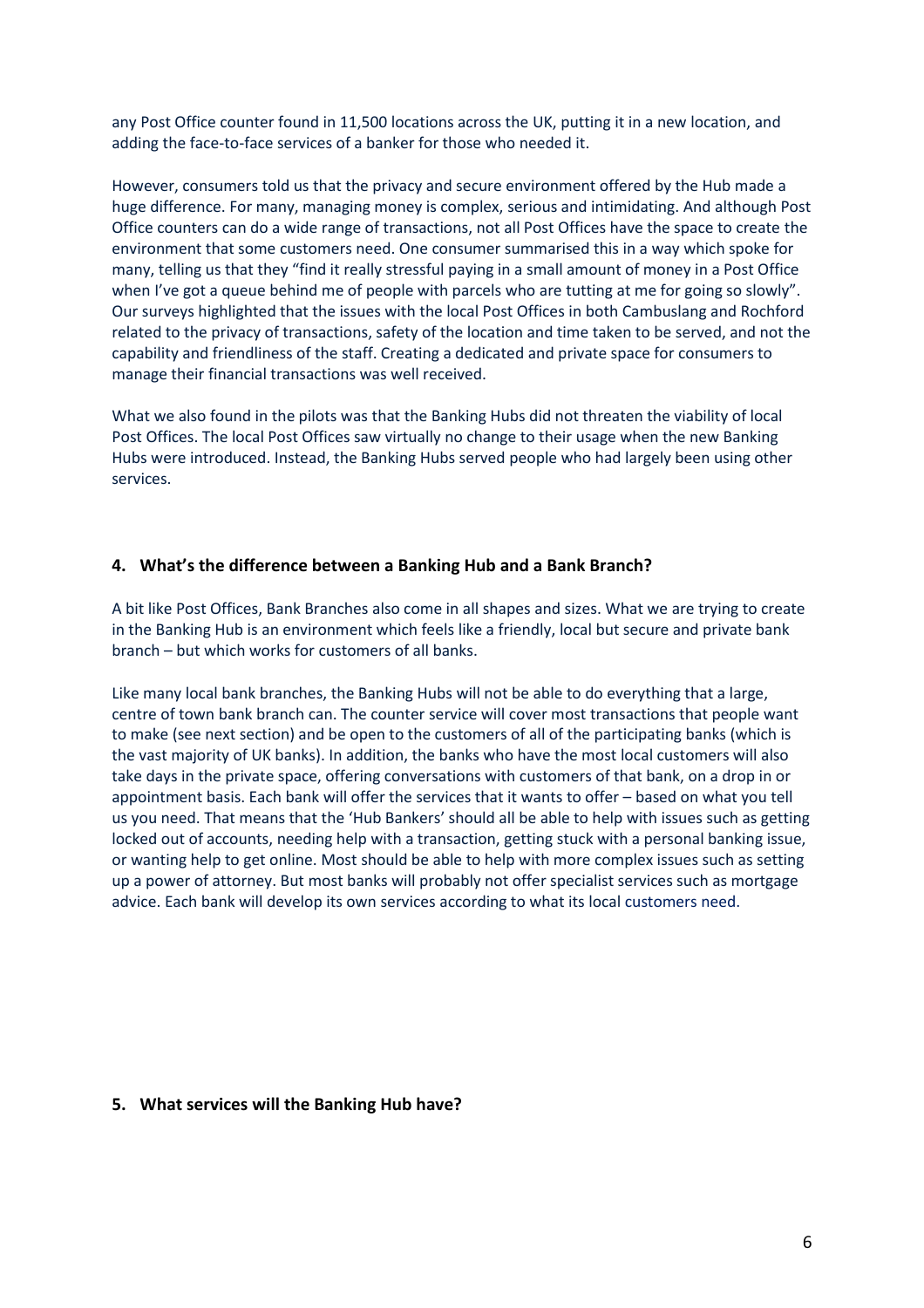any Post Office counter found in 11,500 locations across the UK, putting it in a new location, and adding the face-to-face services of a banker for those who needed it.

However, consumers told us that the privacy and secure environment offered by the Hub made a huge difference. For many, managing money is complex, serious and intimidating. And although Post Office counters can do a wide range of transactions, not all Post Offices have the space to create the environment that some customers need. One consumer summarised this in a way which spoke for many, telling us that they "find it really stressful paying in a small amount of money in a Post Office when I've got a queue behind me of people with parcels who are tutting at me for going so slowly". Our surveys highlighted that the issues with the local Post Offices in both Cambuslang and Rochford related to the privacy of transactions, safety of the location and time taken to be served, and not the capability and friendliness of the staff. Creating a dedicated and private space for consumers to manage their financial transactions was well received.

What we also found in the pilots was that the Banking Hubs did not threaten the viability of local Post Offices. The local Post Offices saw virtually no change to their usage when the new Banking Hubs were introduced. Instead, the Banking Hubs served people who had largely been using other services.

## 4. What's the difference between a Banking Hub and a Bank Branch?

A bit like Post Offices, Bank Branches also come in all shapes and sizes. What we are trying to create in the Banking Hub is an environment which feels like a friendly, local but secure and private bank branch – but which works for customers of all banks.

Like many local bank branches, the Banking Hubs will not be able to do everything that a large, centre of town bank branch can. The counter service will cover most transactions that people want to make (see next section) and be open to the customers of all of the participating banks (which is the vast majority of UK banks). In addition, the banks who have the most local customers will also take days in the private space, offering conversations with customers of that bank, on a drop in or appointment basis. Each bank will offer the services that it wants to offer – based on what you tell us you need. That means that the 'Hub Bankers' should all be able to help with issues such as getting locked out of accounts, needing help with a transaction, getting stuck with a personal banking issue, or wanting help to get online. Most should be able to help with more complex issues such as setting up a power of attorney. But most banks will probably not offer specialist services such as mortgage advice. Each bank will develop its own services according to what its local customers need.

## 5. What services will the Banking Hub have?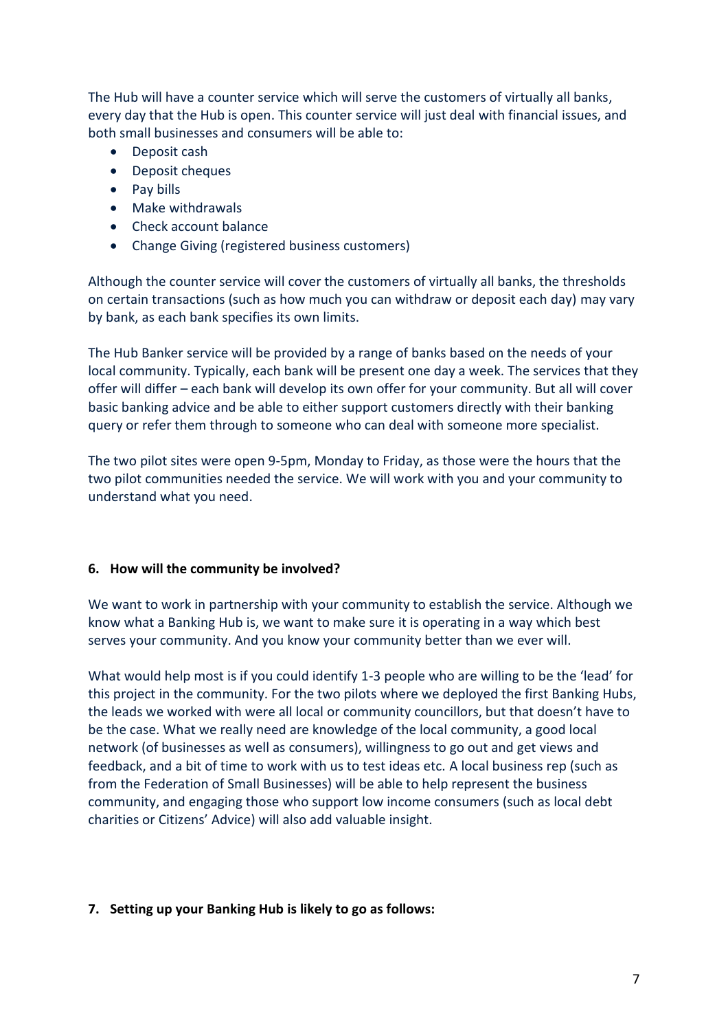The Hub will have a counter service which will serve the customers of virtually all banks, every day that the Hub is open. This counter service will just deal with financial issues, and both small businesses and consumers will be able to:

- Deposit cash
- Deposit cheques
- Pay bills
- Make withdrawals
- Check account balance
- Change Giving (registered business customers)

Although the counter service will cover the customers of virtually all banks, the thresholds on certain transactions (such as how much you can withdraw or deposit each day) may vary by bank, as each bank specifies its own limits.

The Hub Banker service will be provided by a range of banks based on the needs of your local community. Typically, each bank will be present one day a week. The services that they offer will differ – each bank will develop its own offer for your community. But all will cover basic banking advice and be able to either support customers directly with their banking query or refer them through to someone who can deal with someone more specialist.

The two pilot sites were open 9-5pm, Monday to Friday, as those were the hours that the two pilot communities needed the service. We will work with you and your community to understand what you need.

## 6. How will the community be involved?

We want to work in partnership with your community to establish the service. Although we know what a Banking Hub is, we want to make sure it is operating in a way which best serves your community. And you know your community better than we ever will.

What would help most is if you could identify 1-3 people who are willing to be the 'lead' for this project in the community. For the two pilots where we deployed the first Banking Hubs, the leads we worked with were all local or community councillors, but that doesn't have to be the case. What we really need are knowledge of the local community, a good local network (of businesses as well as consumers), willingness to go out and get views and feedback, and a bit of time to work with us to test ideas etc. A local business rep (such as from the Federation of Small Businesses) will be able to help represent the business community, and engaging those who support low income consumers (such as local debt charities or Citizens' Advice) will also add valuable insight.

## 7. Setting up your Banking Hub is likely to go as follows: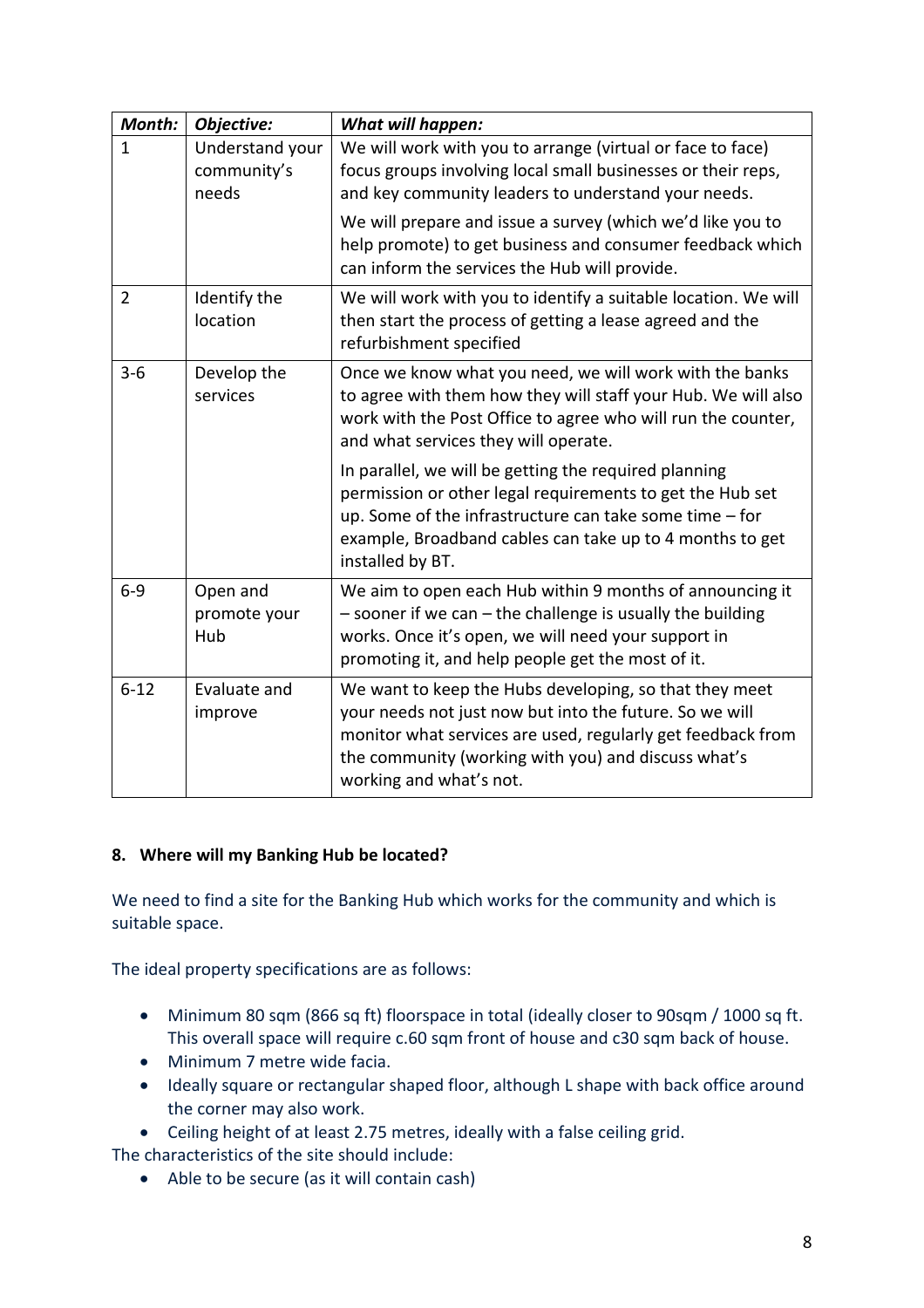| ***Month:*** | ***Objective:*** | ***What will happen:*** |
|---|---|---|
| 1 | Understand your community's needs | We will work with you to arrange (virtual or face to face) focus groups involving local small businesses or their reps, and key community leaders to understand your needs.<br><br>We will prepare and issue a survey (which we'd like you to help promote) to get business and consumer feedback which can inform the services the Hub will provide. |
| 2 | Identify the location | We will work with you to identify a suitable location. We will then start the process of getting a lease agreed and the refurbishment specified |
| 3-6 | Develop the services | Once we know what you need, we will work with the banks to agree with them how they will staff your Hub. We will also work with the Post Office to agree who will run the counter, and what services they will operate.<br><br>In parallel, we will be getting the required planning permission or other legal requirements to get the Hub set up. Some of the infrastructure can take some time – for example, Broadband cables can take up to 4 months to get installed by BT. |
| 6-9 | Open and promote your Hub | We aim to open each Hub within 9 months of announcing it – sooner if we can – the challenge is usually the building works. Once it's open, we will need your support in promoting it, and help people get the most of it. |
| 6-12 | Evaluate and improve | We want to keep the Hubs developing, so that they meet your needs not just now but into the future. So we will monitor what services are used, regularly get feedback from the community (working with you) and discuss what's working and what's not. |

## 8. Where will my Banking Hub be located?

We need to find a site for the Banking Hub which works for the community and which is suitable space.

The ideal property specifications are as follows:

- Minimum 80 sqm (866 sq ft) floorspace in total (ideally closer to 90sqm / 1000 sq ft. This overall space will require c.60 sqm front of house and c30 sqm back of house.
- Minimum 7 metre wide facia.
- Ideally square or rectangular shaped floor, although L shape with back office around the corner may also work.
- Ceiling height of at least 2.75 metres, ideally with a false ceiling grid.

The characteristics of the site should include:

- Able to be secure (as it will contain cash)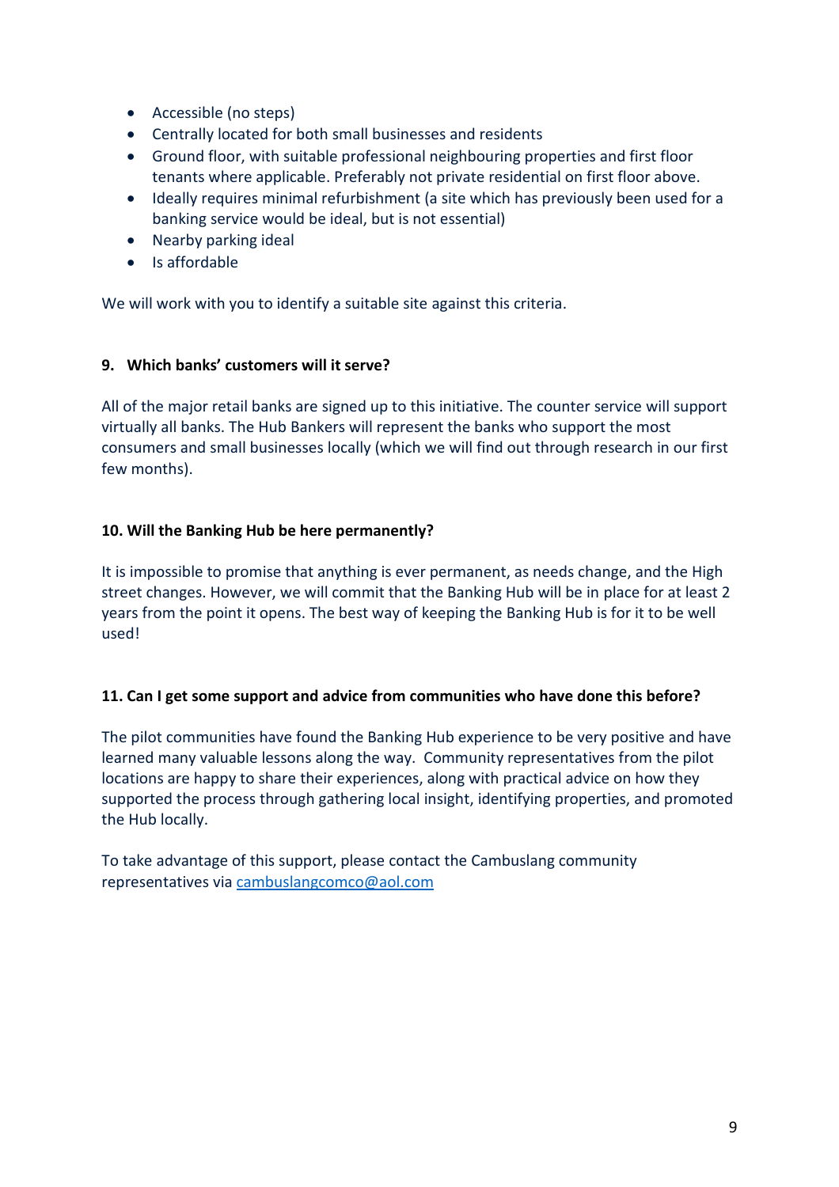- Accessible (no steps)
- Centrally located for both small businesses and residents
- Ground floor, with suitable professional neighbouring properties and first floor tenants where applicable. Preferably not private residential on first floor above.
- Ideally requires minimal refurbishment (a site which has previously been used for a banking service would be ideal, but is not essential)
- Nearby parking ideal
- Is affordable

We will work with you to identify a suitable site against this criteria.

**9. Which banks' customers will it serve?**

All of the major retail banks are signed up to this initiative. The counter service will support virtually all banks. The Hub Bankers will represent the banks who support the most consumers and small businesses locally (which we will find out through research in our first few months).

**10. Will the Banking Hub be here permanently?**

It is impossible to promise that anything is ever permanent, as needs change, and the High street changes. However, we will commit that the Banking Hub will be in place for at least 2 years from the point it opens. The best way of keeping the Banking Hub is for it to be well used!

**11. Can I get some support and advice from communities who have done this before?**

The pilot communities have found the Banking Hub experience to be very positive and have learned many valuable lessons along the way. Community representatives from the pilot locations are happy to share their experiences, along with practical advice on how they supported the process through gathering local insight, identifying properties, and promoted the Hub locally.

To take advantage of this support, please contact the Cambuslang community representatives via cambuslangcomco@aol.com